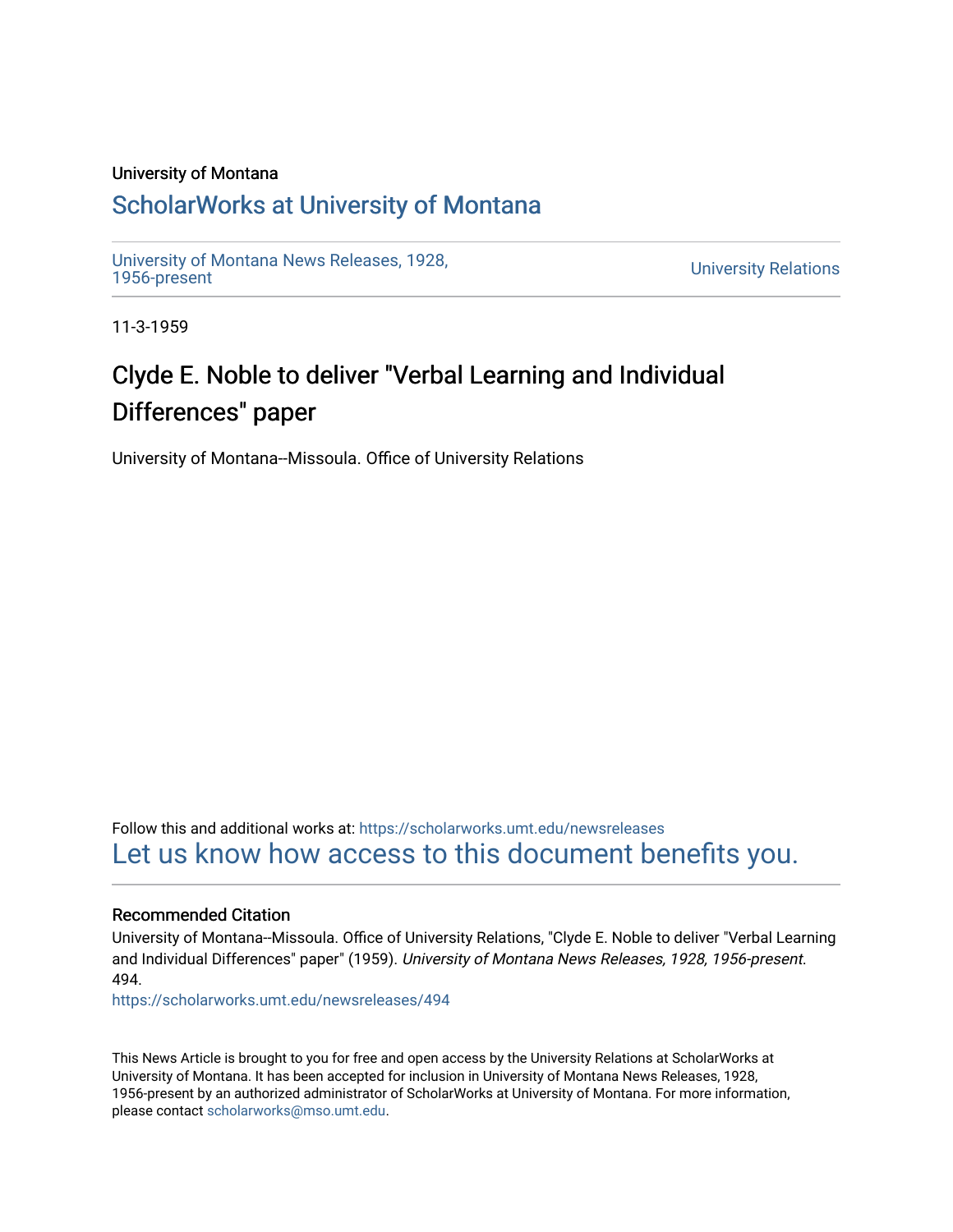University of Montana

# ScholarWorks at University of Montana

University of Montana News Releases, 1928, 1956-present

University Relations

11-3-1959

## Clyde E. Noble to deliver "Verbal Learning and Individual Differences" paper

University of Montana--Missoula. Office of University Relations

Follow this and additional works at: https://scholarworks.umt.edu/newsreleases

Let us know how access to this document benefits you.

### Recommended Citation

University of Montana--Missoula. Office of University Relations, "Clyde E. Noble to deliver "Verbal Learning and Individual Differences" paper" (1959). *University of Montana News Releases, 1928, 1956-present*. 494.

https://scholarworks.umt.edu/newsreleases/494

This News Article is brought to you for free and open access by the University Relations at ScholarWorks at University of Montana. It has been accepted for inclusion in University of Montana News Releases, 1928, 1956-present by an authorized administrator of ScholarWorks at University of Montana. For more information, please contact scholarworks@mso.umt.edu.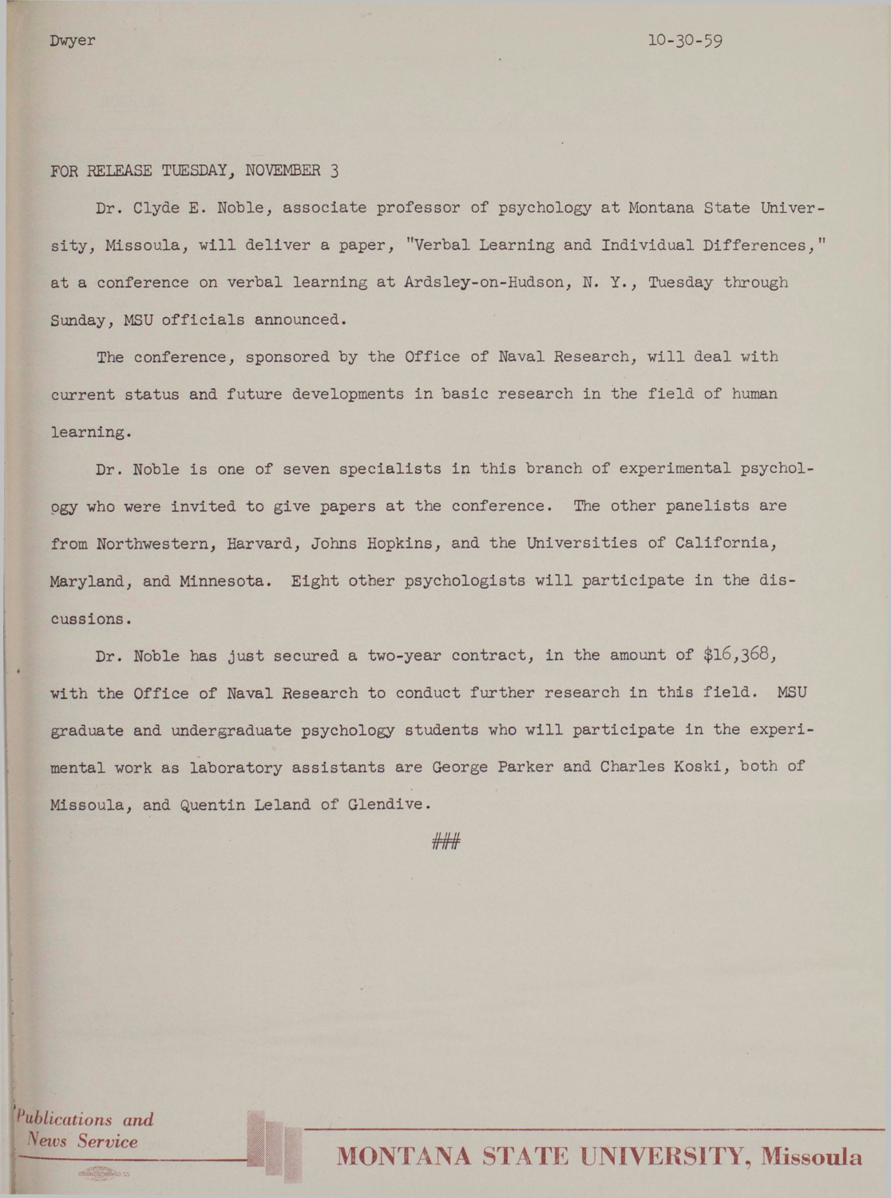Dwyer 10-30-59

FOR RELEASE TUESDAY, NOVEMBER 3

Dr. Clyde E. Noble, associate professor of psychology at Montana State University, Missoula, will deliver a paper, "Verbal Learning and Individual Differences," at a conference on verbal learning at Ardsley-on-Hudson, N. Y., Tuesday through Sunday, MSU officials announced.

The conference, sponsored by the Office of Naval Research, will deal with current status and future developments in basic research in the field of human learning.

Dr. Noble is one of seven specialists in this branch of experimental psychology who were invited to give papers at the conference. The other panelists are from Northwestern, Harvard, Johns Hopkins, and the Universities of California, Maryland, and Minnesota. Eight other psychologists will participate in the discussions.

Dr. Noble has just secured a two-year contract, in the amount of $16,368, with the Office of Naval Research to conduct further research in this field. MSU graduate and undergraduate psychology students who will participate in the experimental work as laboratory assistants are George Parker and Charles Koski, both of Missoula, and Quentin Leland of Glendive.

###

*Publications and News Service*

**MONTANA STATE UNIVERSITY, Missoula**